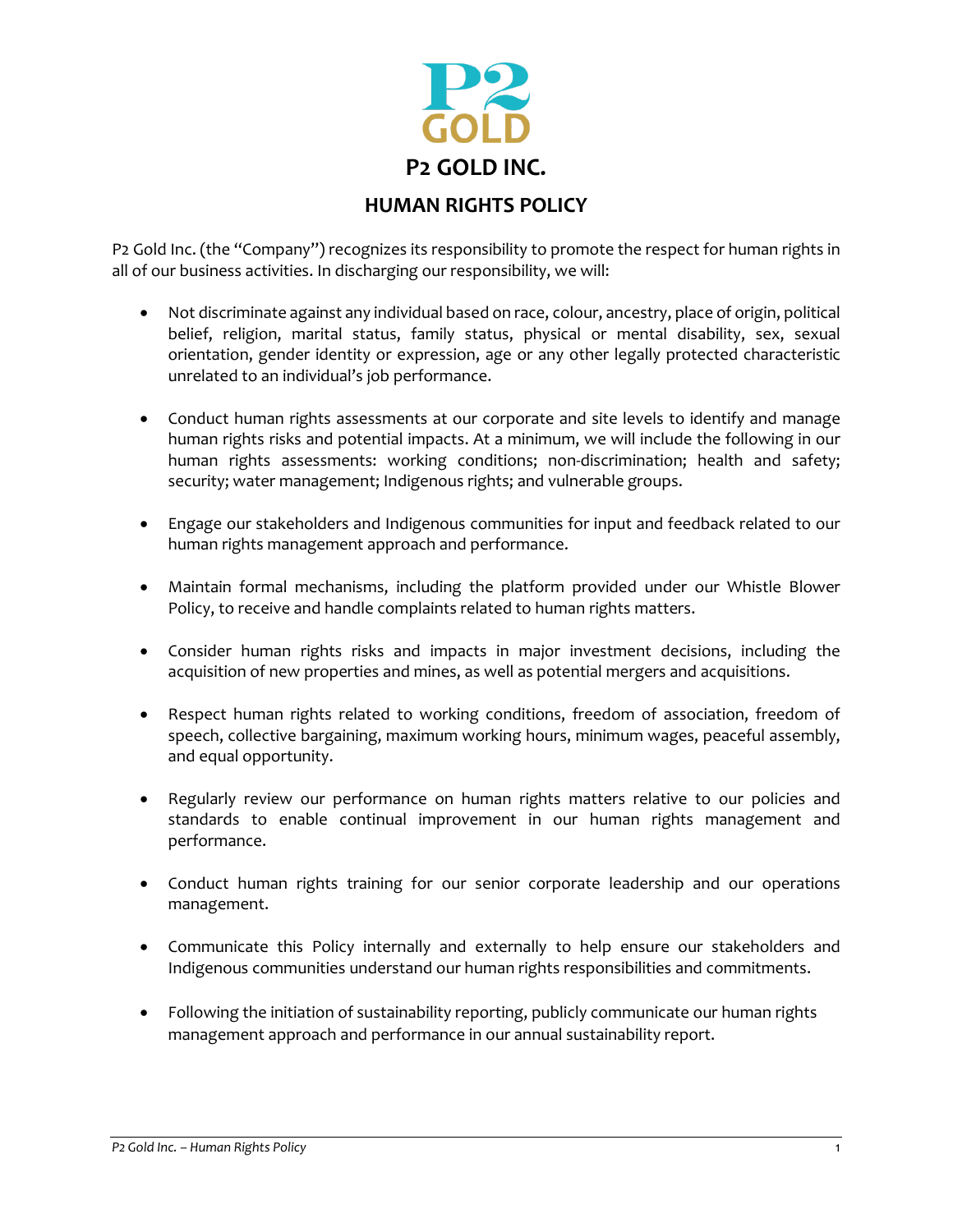# P2 GOLD INC.

## HUMAN RIGHTS POLICY

P2 Gold Inc. (the "Company") recognizes its responsibility to promote the respect for human rights in all of our business activities. In discharging our responsibility, we will:

- Not discriminate against any individual based on race, colour, ancestry, place of origin, political belief, religion, marital status, family status, physical or mental disability, sex, sexual orientation, gender identity or expression, age or any other legally protected characteristic unrelated to an individual's job performance.

- Conduct human rights assessments at our corporate and site levels to identify and manage human rights risks and potential impacts. At a minimum, we will include the following in our human rights assessments: working conditions; non-discrimination; health and safety; security; water management; Indigenous rights; and vulnerable groups.

- Engage our stakeholders and Indigenous communities for input and feedback related to our human rights management approach and performance.

- Maintain formal mechanisms, including the platform provided under our Whistle Blower Policy, to receive and handle complaints related to human rights matters.

- Consider human rights risks and impacts in major investment decisions, including the acquisition of new properties and mines, as well as potential mergers and acquisitions.

- Respect human rights related to working conditions, freedom of association, freedom of speech, collective bargaining, maximum working hours, minimum wages, peaceful assembly, and equal opportunity.

- Regularly review our performance on human rights matters relative to our policies and standards to enable continual improvement in our human rights management and performance.

- Conduct human rights training for our senior corporate leadership and our operations management.

- Communicate this Policy internally and externally to help ensure our stakeholders and Indigenous communities understand our human rights responsibilities and commitments.

- Following the initiation of sustainability reporting, publicly communicate our human rights management approach and performance in our annual sustainability report.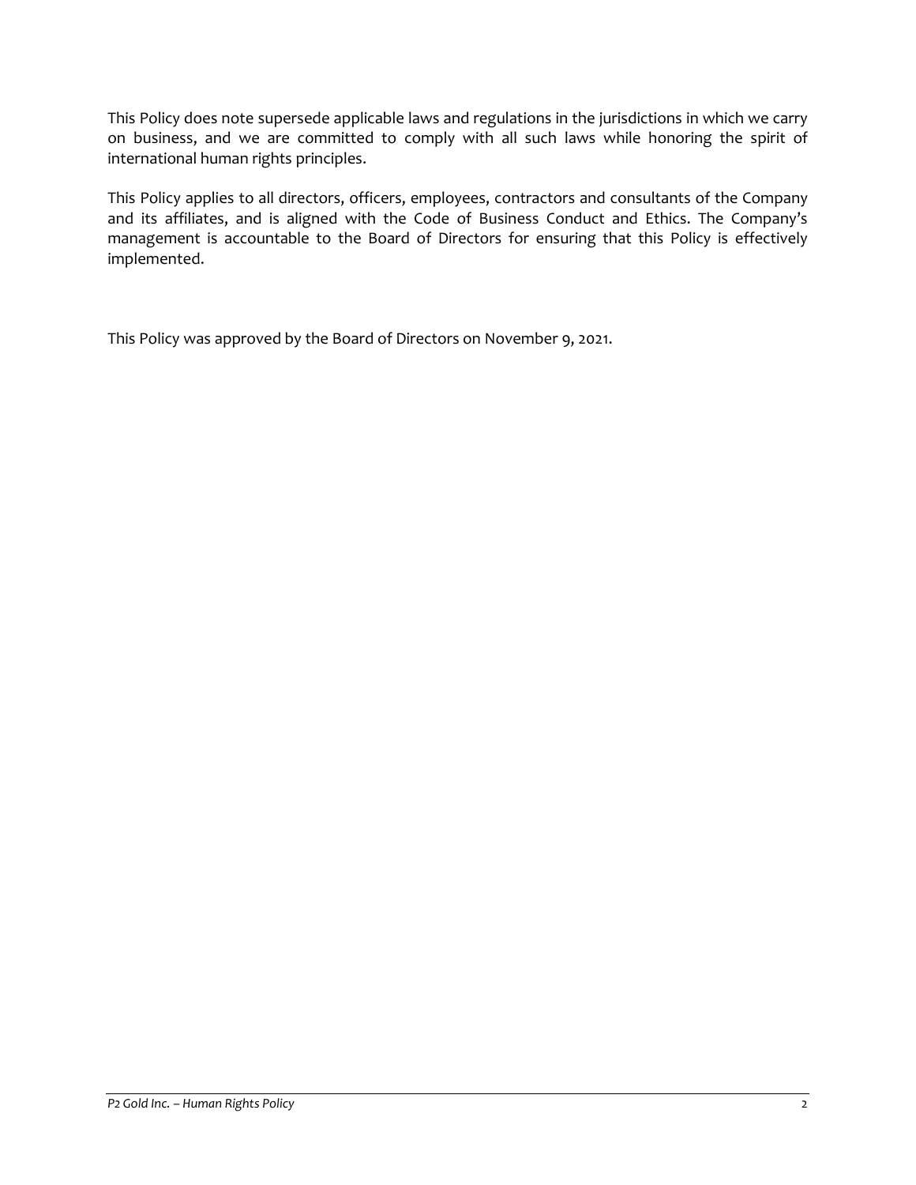This Policy does note supersede applicable laws and regulations in the jurisdictions in which we carry on business, and we are committed to comply with all such laws while honoring the spirit of international human rights principles.

This Policy applies to all directors, officers, employees, contractors and consultants of the Company and its affiliates, and is aligned with the Code of Business Conduct and Ethics. The Company's management is accountable to the Board of Directors for ensuring that this Policy is effectively implemented.

This Policy was approved by the Board of Directors on November 9, 2021.